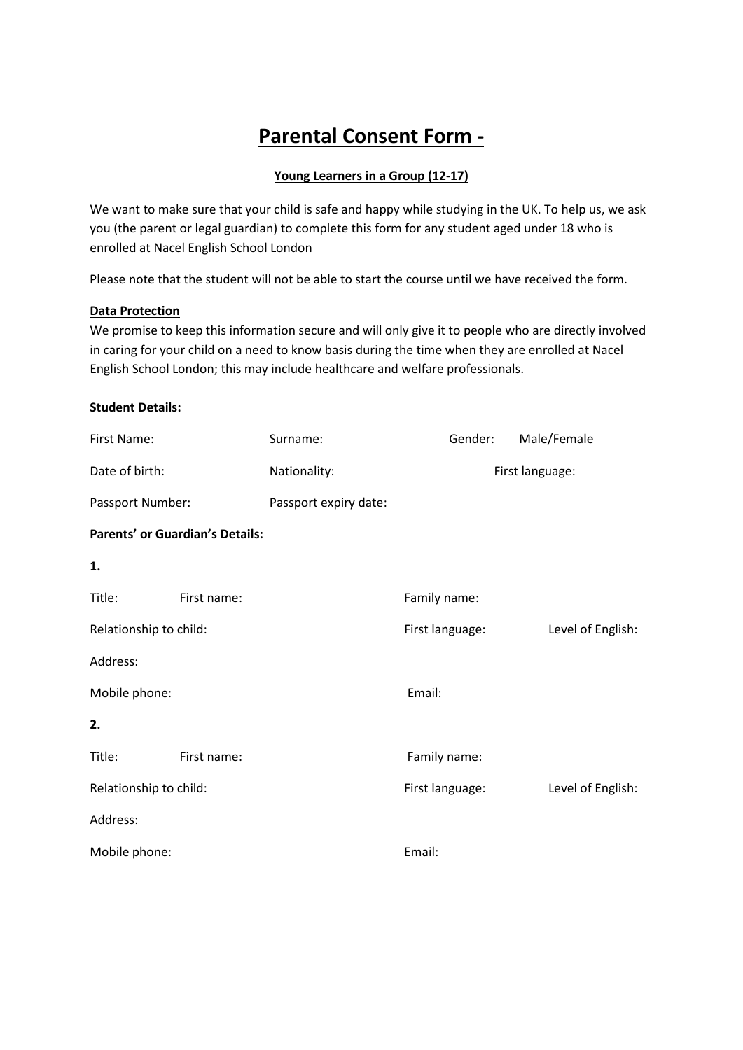# Parental Consent Form -

**Young Learners in a Group (12-17)**

We want to make sure that your child is safe and happy while studying in the UK. To help us, we ask you (the parent or legal guardian) to complete this form for any student aged under 18 who is enrolled at Nacel English School London

Please note that the student will not be able to start the course until we have received the form.

**Data Protection**

We promise to keep this information secure and will only give it to people who are directly involved in caring for your child on a need to know basis during the time when they are enrolled at Nacel English School London; this may include healthcare and welfare professionals.

**Student Details:**

First Name: Surname: Gender: Male/Female

Date of birth: Nationality: First language:

Passport Number: Passport expiry date:

**Parents' or Guardian's Details:**

**1.**

Title: First name: Family name:

Relationship to child: First language: Level of English:

Address:

Mobile phone: Email:

**2.**

Title: First name: Family name:

Relationship to child: First language: Level of English:

Address:

Mobile phone: Email: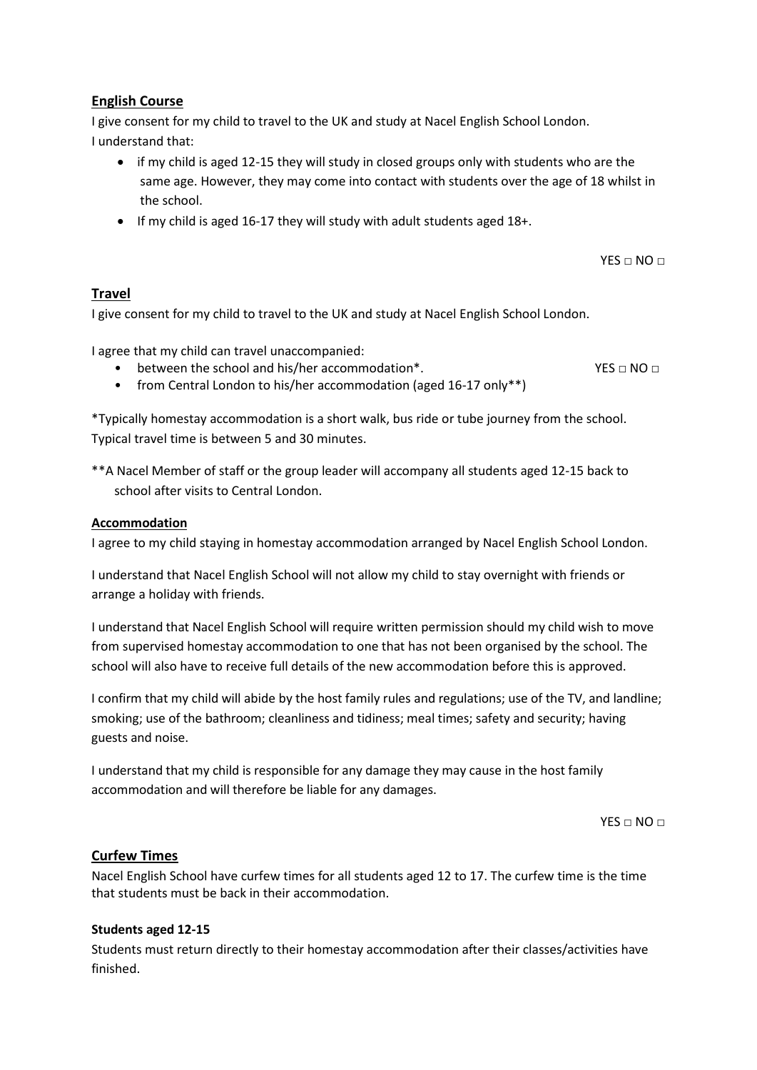## English Course

I give consent for my child to travel to the UK and study at Nacel English School London.
I understand that:

- if my child is aged 12-15 they will study in closed groups only with students who are the same age. However, they may come into contact with students over the age of 18 whilst in the school.
- If my child is aged 16-17 they will study with adult students aged 18+.

YES □ NO □

## Travel

I give consent for my child to travel to the UK and study at Nacel English School London.

I agree that my child can travel unaccompanied:

- between the school and his/her accommodation*. YES □ NO □
- from Central London to his/her accommodation (aged 16-17 only**)

*Typically homestay accommodation is a short walk, bus ride or tube journey from the school. Typical travel time is between 5 and 30 minutes.

**A Nacel Member of staff or the group leader will accompany all students aged 12-15 back to school after visits to Central London.

### Accommodation

I agree to my child staying in homestay accommodation arranged by Nacel English School London.

I understand that Nacel English School will not allow my child to stay overnight with friends or arrange a holiday with friends.

I understand that Nacel English School will require written permission should my child wish to move from supervised homestay accommodation to one that has not been organised by the school. The school will also have to receive full details of the new accommodation before this is approved.

I confirm that my child will abide by the host family rules and regulations; use of the TV, and landline; smoking; use of the bathroom; cleanliness and tidiness; meal times; safety and security; having guests and noise.

I understand that my child is responsible for any damage they may cause in the host family accommodation and will therefore be liable for any damages.

YES □ NO □

## Curfew Times

Nacel English School have curfew times for all students aged 12 to 17. The curfew time is the time that students must be back in their accommodation.

**Students aged 12-15**

Students must return directly to their homestay accommodation after their classes/activities have finished.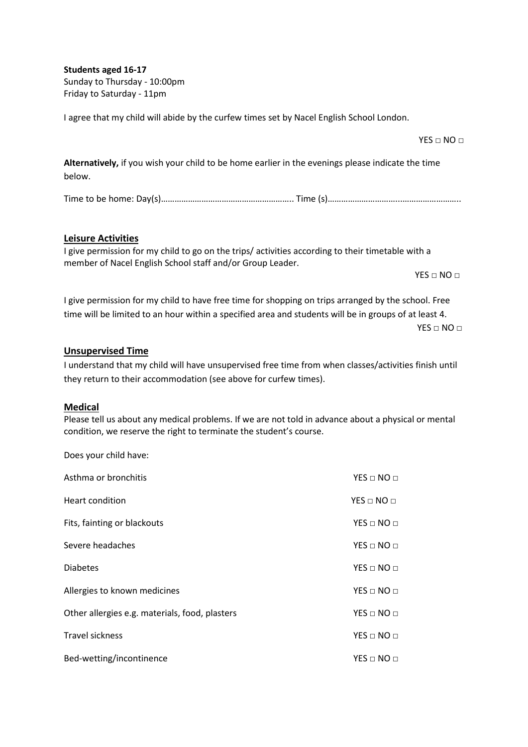**Students aged 16-17**
Sunday to Thursday - 10:00pm
Friday to Saturday - 11pm

I agree that my child will abide by the curfew times set by Nacel English School London.

YES □ NO □

**Alternatively,** if you wish your child to be home earlier in the evenings please indicate the time below.

Time to be home: Day(s)………………………………………………….. Time (s)…………………………..……………………..

## Leisure Activities

I give permission for my child to go on the trips/ activities according to their timetable with a member of Nacel English School staff and/or Group Leader.

YES □ NO □

I give permission for my child to have free time for shopping on trips arranged by the school. Free time will be limited to an hour within a specified area and students will be in groups of at least 4.

YES □ NO □

## Unsupervised Time

I understand that my child will have unsupervised free time from when classes/activities finish until they return to their accommodation (see above for curfew times).

## Medical

Please tell us about any medical problems. If we are not told in advance about a physical or mental condition, we reserve the right to terminate the student's course.

Does your child have:

| | |
|---|---|
| Asthma or bronchitis | YES □ NO □ |
| Heart condition | YES □ NO □ |
| Fits, fainting or blackouts | YES □ NO □ |
| Severe headaches | YES □ NO □ |
| Diabetes | YES □ NO □ |
| Allergies to known medicines | YES □ NO □ |
| Other allergies e.g. materials, food, plasters | YES □ NO □ |
| Travel sickness | YES □ NO □ |
| Bed-wetting/incontinence | YES □ NO □ |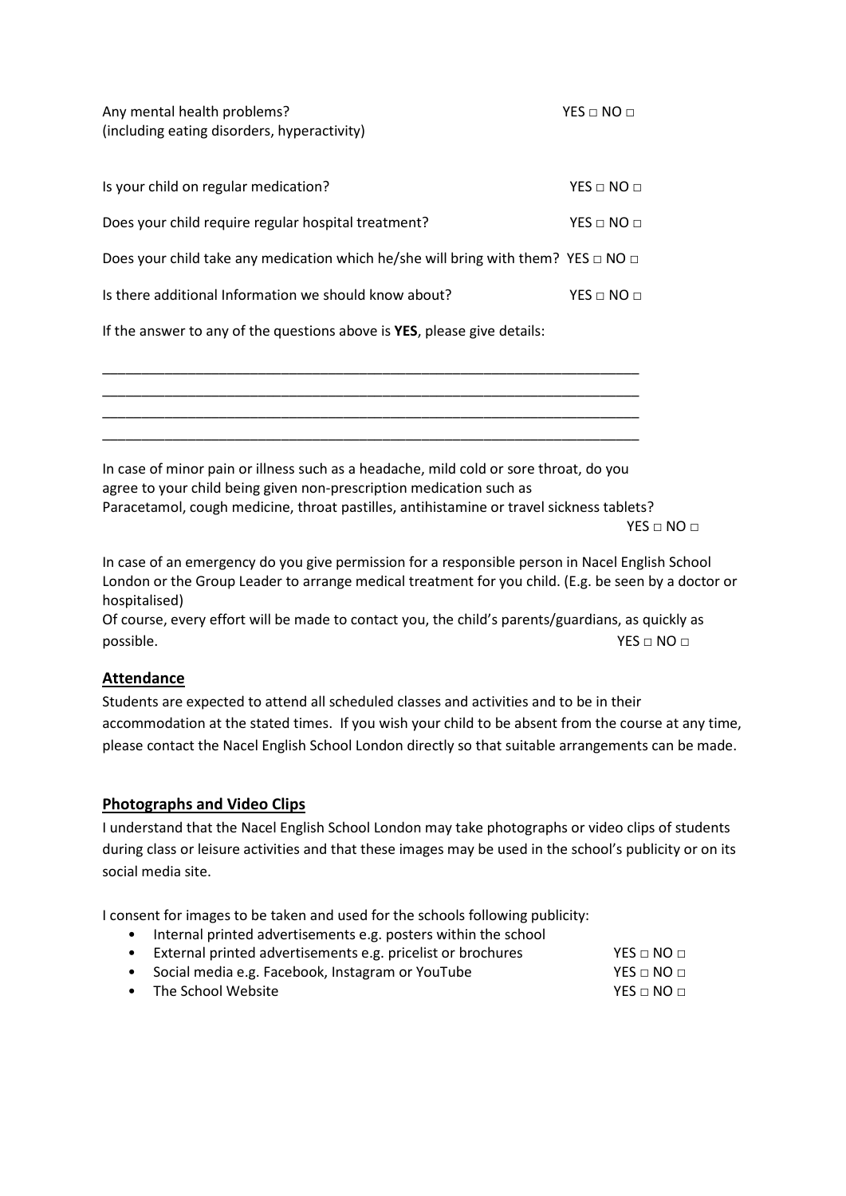Any mental health problems? YES □ NO □
(including eating disorders, hyperactivity)

Is your child on regular medication? YES □ NO □

Does your child require regular hospital treatment? YES □ NO □

Does your child take any medication which he/she will bring with them? YES □ NO □

Is there additional Information we should know about? YES □ NO □

If the answer to any of the questions above is **YES**, please give details:

\_\_\_\_\_\_\_\_\_\_\_\_\_\_\_\_\_\_\_\_\_\_\_\_\_\_\_\_\_\_\_\_\_\_\_\_\_\_\_\_\_\_\_\_\_\_\_\_\_\_\_\_\_\_\_\_\_\_\_\_\_\_\_\_\_\_\_\_\_\_\_\_
\_\_\_\_\_\_\_\_\_\_\_\_\_\_\_\_\_\_\_\_\_\_\_\_\_\_\_\_\_\_\_\_\_\_\_\_\_\_\_\_\_\_\_\_\_\_\_\_\_\_\_\_\_\_\_\_\_\_\_\_\_\_\_\_\_\_\_\_\_\_\_\_
\_\_\_\_\_\_\_\_\_\_\_\_\_\_\_\_\_\_\_\_\_\_\_\_\_\_\_\_\_\_\_\_\_\_\_\_\_\_\_\_\_\_\_\_\_\_\_\_\_\_\_\_\_\_\_\_\_\_\_\_\_\_\_\_\_\_\_\_\_\_\_\_
\_\_\_\_\_\_\_\_\_\_\_\_\_\_\_\_\_\_\_\_\_\_\_\_\_\_\_\_\_\_\_\_\_\_\_\_\_\_\_\_\_\_\_\_\_\_\_\_\_\_\_\_\_\_\_\_\_\_\_\_\_\_\_\_\_\_\_\_\_\_\_\_

In case of minor pain or illness such as a headache, mild cold or sore throat, do you agree to your child being given non-prescription medication such as Paracetamol, cough medicine, throat pastilles, antihistamine or travel sickness tablets?
YES □ NO □

In case of an emergency do you give permission for a responsible person in Nacel English School London or the Group Leader to arrange medical treatment for you child. (E.g. be seen by a doctor or hospitalised)
Of course, every effort will be made to contact you, the child's parents/guardians, as quickly as possible. YES □ NO □

## Attendance

Students are expected to attend all scheduled classes and activities and to be in their accommodation at the stated times. If you wish your child to be absent from the course at any time, please contact the Nacel English School London directly so that suitable arrangements can be made.

## Photographs and Video Clips

I understand that the Nacel English School London may take photographs or video clips of students during class or leisure activities and that these images may be used in the school's publicity or on its social media site.

I consent for images to be taken and used for the schools following publicity:

- Internal printed advertisements e.g. posters within the school
- External printed advertisements e.g. pricelist or brochures YES □ NO □
- Social media e.g. Facebook, Instagram or YouTube YES □ NO □
- The School Website YES □ NO □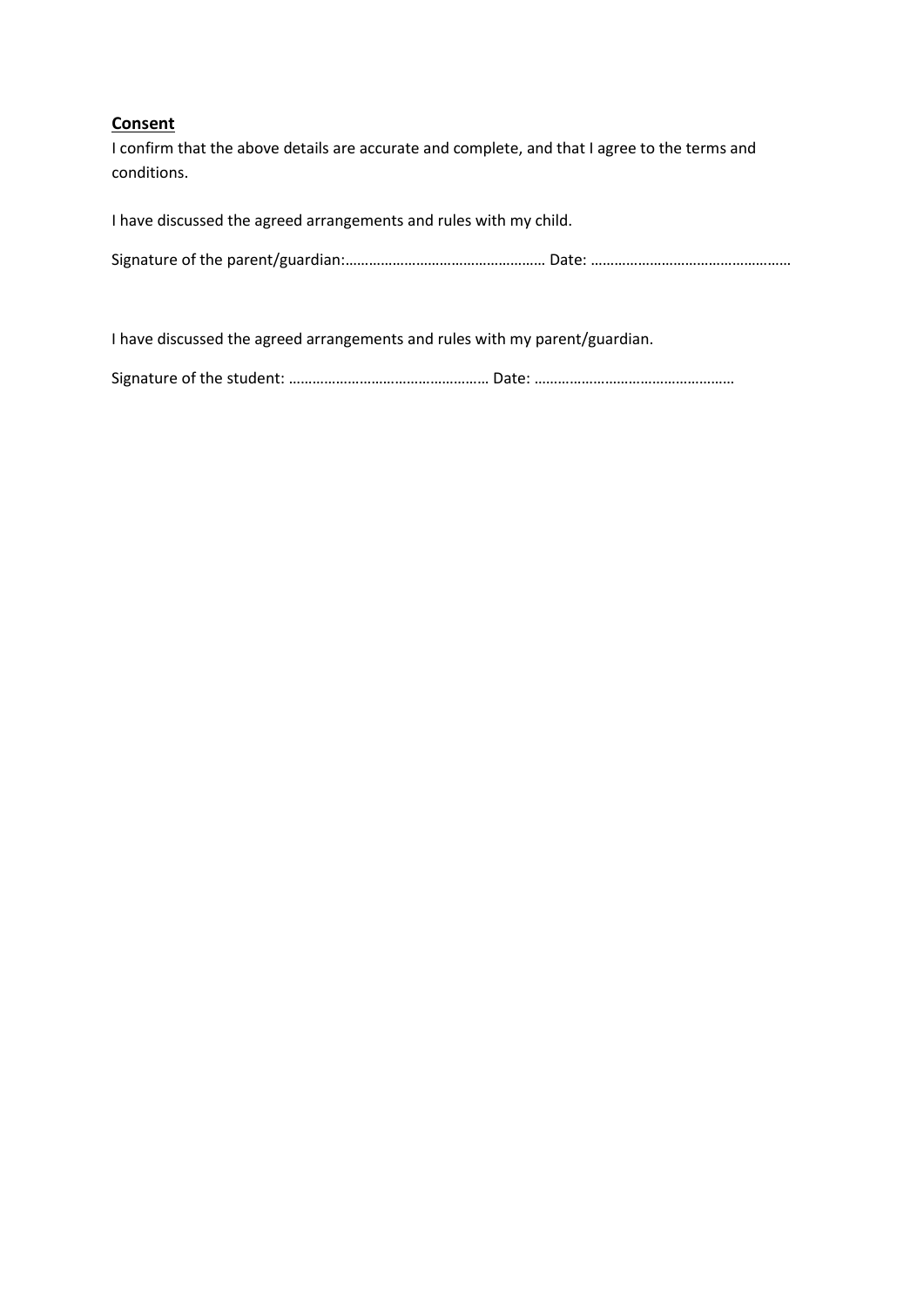**<u>Consent</u>**

I confirm that the above details are accurate and complete, and that I agree to the terms and conditions.

I have discussed the agreed arrangements and rules with my child.

Signature of the parent/guardian:…………………………………………… Date: ……………………………………………

I have discussed the agreed arrangements and rules with my parent/guardian.

Signature of the student: …………………………………………… Date: ……………………………………………